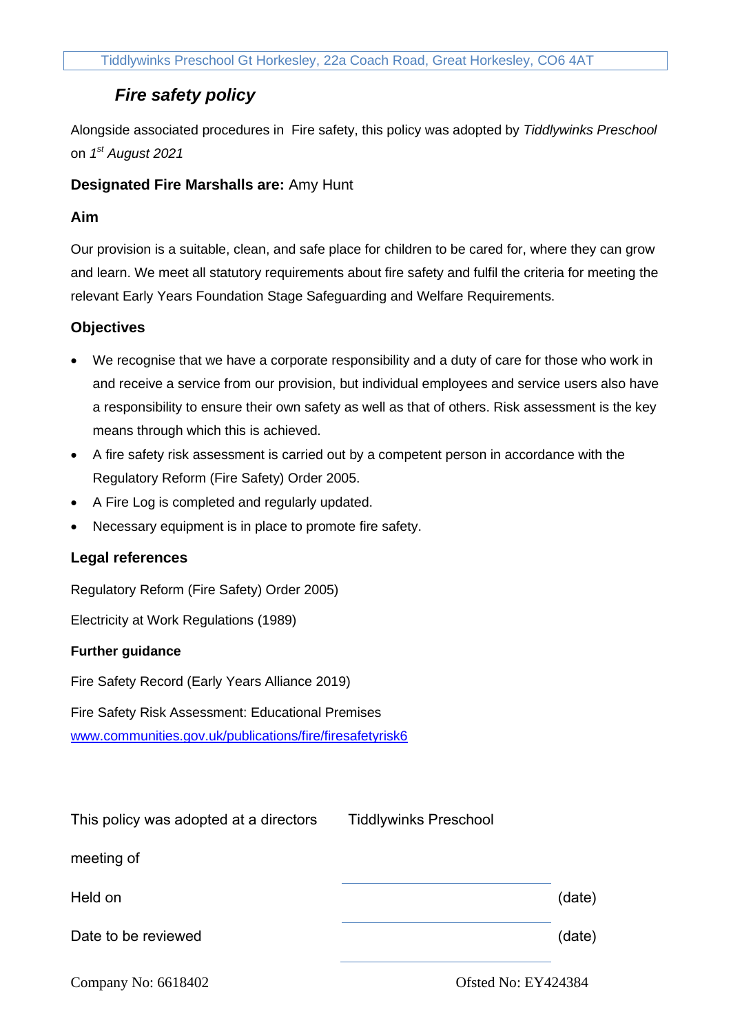Tiddlywinks Preschool Gt Horkesley, 22a Coach Road, Great Horkesley, CO6 4AT

# *Fire safety policy*

Alongside associated procedures in Fire safety, this policy was adopted by *Tiddlywinks Preschool* on *1st August 2021*

**Designated Fire Marshalls are:** Amy Hunt

### Aim

Our provision is a suitable, clean, and safe place for children to be cared for, where they can grow and learn. We meet all statutory requirements about fire safety and fulfil the criteria for meeting the relevant Early Years Foundation Stage Safeguarding and Welfare Requirements.

### Objectives

- We recognise that we have a corporate responsibility and a duty of care for those who work in and receive a service from our provision, but individual employees and service users also have a responsibility to ensure their own safety as well as that of others. Risk assessment is the key means through which this is achieved.
- A fire safety risk assessment is carried out by a competent person in accordance with the Regulatory Reform (Fire Safety) Order 2005.
- A Fire Log is completed and regularly updated.
- Necessary equipment is in place to promote fire safety.

### Legal references

Regulatory Reform (Fire Safety) Order 2005)

Electricity at Work Regulations (1989)

**Further guidance**

Fire Safety Record (Early Years Alliance 2019)

Fire Safety Risk Assessment: Educational Premises
www.communities.gov.uk/publications/fire/firesafetyrisk6

| | | |
|---|---|---|
| This policy was adopted at a directors meeting of | Tiddlywinks Preschool | |
| Held on | | (date) |
| Date to be reviewed | | (date) |

Company No: 6618402 Ofsted No: EY424384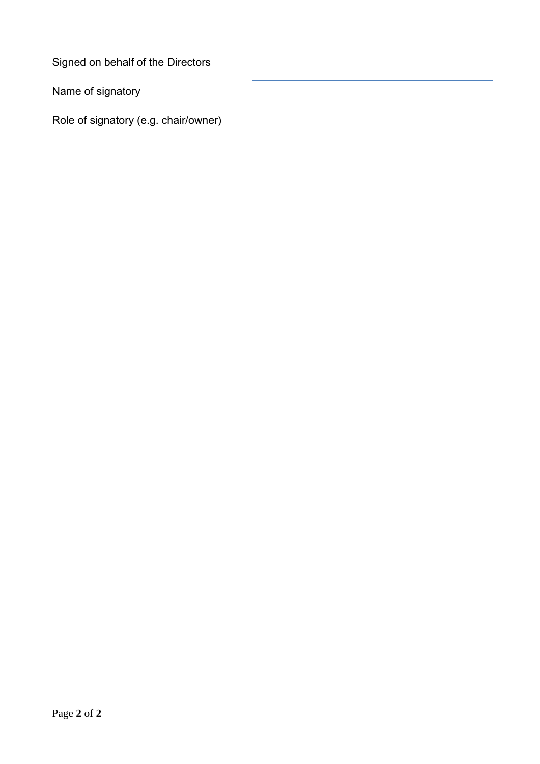| | |
|---|---|
| Signed on behalf of the Directors | |
| Name of signatory | |
| Role of signatory (e.g. chair/owner) | |